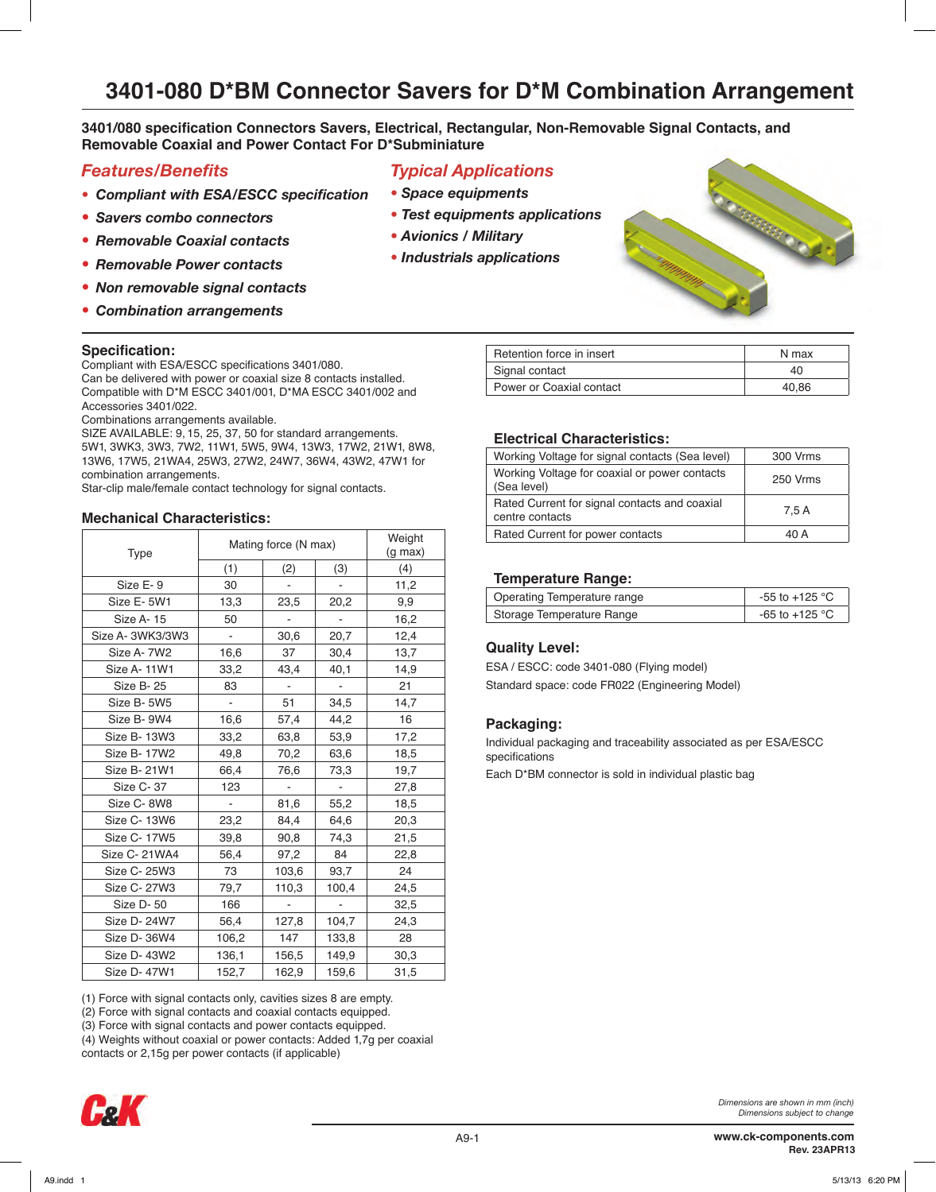# 3401-080 D*BM Connector Savers for D*M Combination Arrangement

**3401/080 specification Connectors Savers, Electrical, Rectangular, Non-Removable Signal Contacts, and Removable Coaxial and Power Contact For D*Subminiature**

## *Features/Benefits*

- ***Compliant with ESA/ESCC specification***
- ***Savers combo connectors***
- ***Removable Coaxial contacts***
- ***Removable Power contacts***
- ***Non removable signal contacts***
- ***Combination arrangements***

## *Typical Applications*

- ***Space equipments***
- ***Test equipments applications***
- ***Avionics / Military***
- ***Industrials applications***

### Specification:

Compliant with ESA/ESCC specifications 3401/080.
Can be delivered with power or coaxial size 8 contacts installed.
Compatible with D*M ESCC 3401/001, D*MA ESCC 3401/002 and Accessories 3401/022.
Combinations arrangements available.
SIZE AVAILABLE: 9, 15, 25, 37, 50 for standard arrangements.
5W1, 3WK3, 3W3, 7W2, 11W1, 5W5, 9W4, 13W3, 17W2, 21W1, 8W8, 13W6, 17W5, 21WA4, 25W3, 27W2, 24W7, 36W4, 43W2, 47W1 for combination arrangements.
Star-clip male/female contact technology for signal contacts.

### Mechanical Characteristics:

| Type | Mating force (N max) | | | Weight (g max) |
|---|---|---|---|---|
| | (1) | (2) | (3) | (4) |
| Size E- 9 | 30 | - | - | 11,2 |
| Size E- 5W1 | 13,3 | 23,5 | 20,2 | 9,9 |
| Size A- 15 | 50 | - | - | 16,2 |
| Size A- 3WK3/3W3 | - | 30,6 | 20,7 | 12,4 |
| Size A- 7W2 | 16,6 | 37 | 30,4 | 13,7 |
| Size A- 11W1 | 33,2 | 43,4 | 40,1 | 14,9 |
| Size B- 25 | 83 | - | - | 21 |
| Size B- 5W5 | - | 51 | 34,5 | 14,7 |
| Size B- 9W4 | 16,6 | 57,4 | 44,2 | 16 |
| Size B- 13W3 | 33,2 | 63,8 | 53,9 | 17,2 |
| Size B- 17W2 | 49,8 | 70,2 | 63,6 | 18,5 |
| Size B- 21W1 | 66,4 | 76,6 | 73,3 | 19,7 |
| Size C- 37 | 123 | - | - | 27,8 |
| Size C- 8W8 | - | 81,6 | 55,2 | 18,5 |
| Size C- 13W6 | 23,2 | 84,4 | 64,6 | 20,3 |
| Size C- 17W5 | 39,8 | 90,8 | 74,3 | 21,5 |
| Size C- 21WA4 | 56,4 | 97,2 | 84 | 22,8 |
| Size C- 25W3 | 73 | 103,6 | 93,7 | 24 |
| Size C- 27W3 | 79,7 | 110,3 | 100,4 | 24,5 |
| Size D- 50 | 166 | - | - | 32,5 |
| Size D- 24W7 | 56,4 | 127,8 | 104,7 | 24,3 |
| Size D- 36W4 | 106,2 | 147 | 133,8 | 28 |
| Size D- 43W2 | 136,1 | 156,5 | 149,9 | 30,3 |
| Size D- 47W1 | 152,7 | 162,9 | 159,6 | 31,5 |

(1) Force with signal contacts only, cavities sizes 8 are empty.
(2) Force with signal contacts and coaxial contacts equipped.
(3) Force with signal contacts and power contacts equipped.
(4) Weights without coaxial or power contacts: Added 1,7g per coaxial contacts or 2,15g per power contacts (if applicable)

| Retention force in insert | N max |
|---|---|
| Signal contact | 40 |
| Power or Coaxial contact | 40,86 |

### Electrical Characteristics:

| Working Voltage for signal contacts (Sea level) | 300 Vrms |
|---|---|
| Working Voltage for coaxial or power contacts (Sea level) | 250 Vrms |
| Rated Current for signal contacts and coaxial centre contacts | 7,5 A |
| Rated Current for power contacts | 40 A |

### Temperature Range:

| Operating Temperature range | -55 to +125 °C |
|---|---|
| Storage Temperature Range | -65 to +125 °C |

### Quality Level:

ESA / ESCC: code 3401-080 (Flying model)

Standard space: code FR022 (Engineering Model)

### Packaging:

Individual packaging and traceability associated as per ESA/ESCC specifications

Each D*BM connector is sold in individual plastic bag

*Dimensions are shown in mm (inch)*
*Dimensions subject to change*

www.ck-components.com
Rev. 23APR13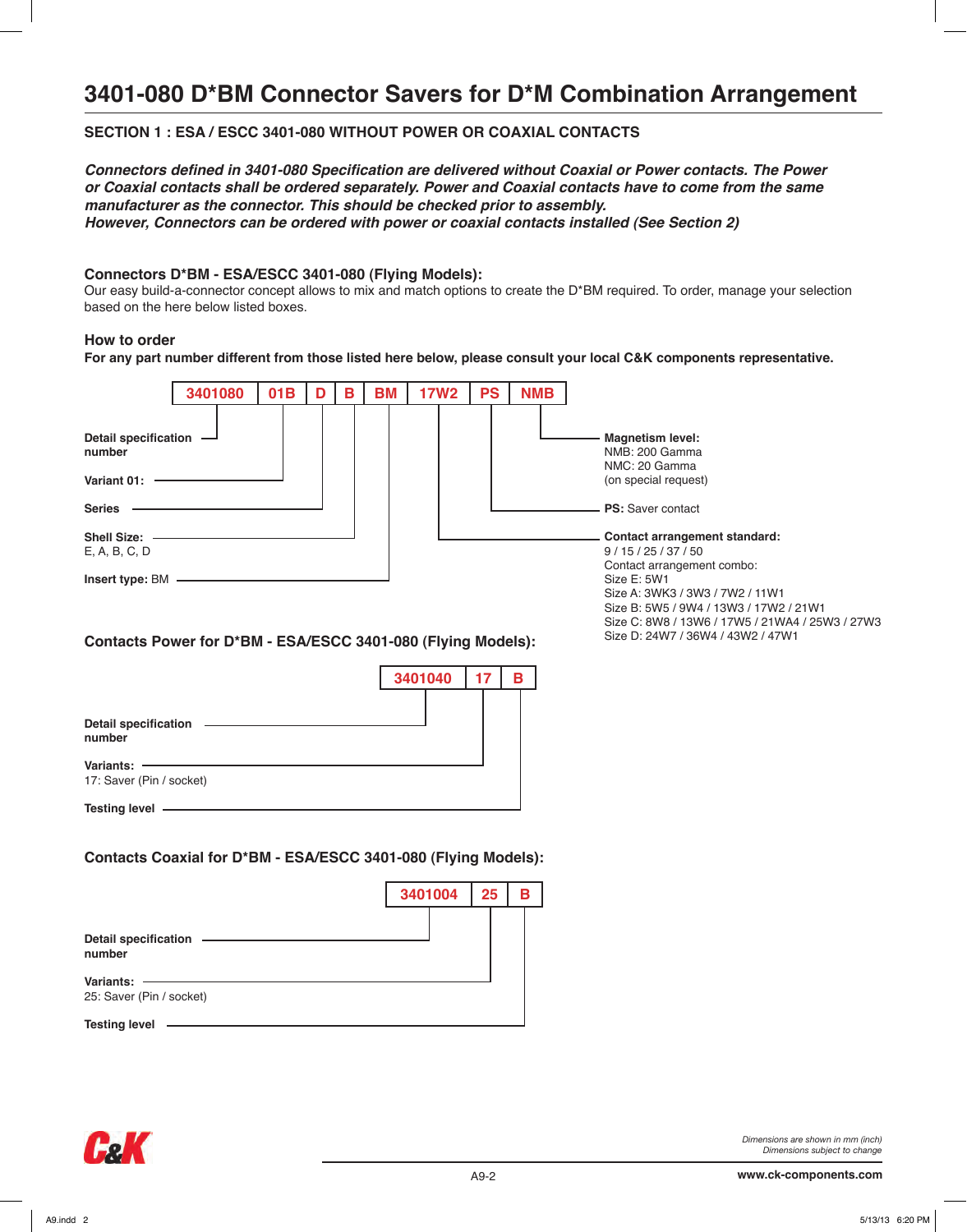# 3401-080 D*BM Connector Savers for D*M Combination Arrangement

## SECTION 1 : ESA / ESCC 3401-080 WITHOUT POWER OR COAXIAL CONTACTS

***Connectors defined in 3401-080 Specification are delivered without Coaxial or Power contacts. The Power or Coaxial contacts shall be ordered separately. Power and Coaxial contacts have to come from the same manufacturer as the connector. This should be checked prior to assembly.***
***However, Connectors can be ordered with power or coaxial contacts installed (See Section 2)***

### Connectors D*BM - ESA/ESCC 3401-080 (Flying Models):

Our easy build-a-connector concept allows to mix and match options to create the D*BM required. To order, manage your selection based on the here below listed boxes.

### How to order

**For any part number different from those listed here below, please consult your local C&K components representative.**

| 3401080 | 01B | D | B | BM | 17W2 | PS | NMB |
|---|---|---|---|---|---|---|---|

- **Detail specification number**: 3401080
- **Variant 01:** 01B
- **Series**: D
- **Shell Size:** E, A, B, C, D
- **Insert type:** BM
- **Contact arrangement standard:** 9 / 15 / 25 / 37 / 50
  Contact arrangement combo:
  Size E: 5W1
  Size A: 3WK3 / 3W3 / 7W2 / 11W1
  Size B: 5W5 / 9W4 / 13W3 / 17W2 / 21W1
  Size C: 8W8 / 13W6 / 17W5 / 21WA4 / 25W3 / 27W3
  Size D: 24W7 / 36W4 / 43W2 / 47W1
- **PS:** Saver contact
- **Magnetism level:**
  NMB: 200 Gamma
  NMC: 20 Gamma
  (on special request)

### Contacts Power for D*BM - ESA/ESCC 3401-080 (Flying Models):

| 3401040 | 17 | B |
|---|---|---|

- **Detail specification number**: 3401040
- **Variants:** 17: Saver (Pin / socket)
- **Testing level**: B

### Contacts Coaxial for D*BM - ESA/ESCC 3401-080 (Flying Models):

| 3401004 | 25 | B |
|---|---|---|

- **Detail specification number**: 3401004
- **Variants:** 25: Saver (Pin / socket)
- **Testing level**: B

*Dimensions are shown in mm (inch)*
*Dimensions subject to change*

**www.ck-components.com**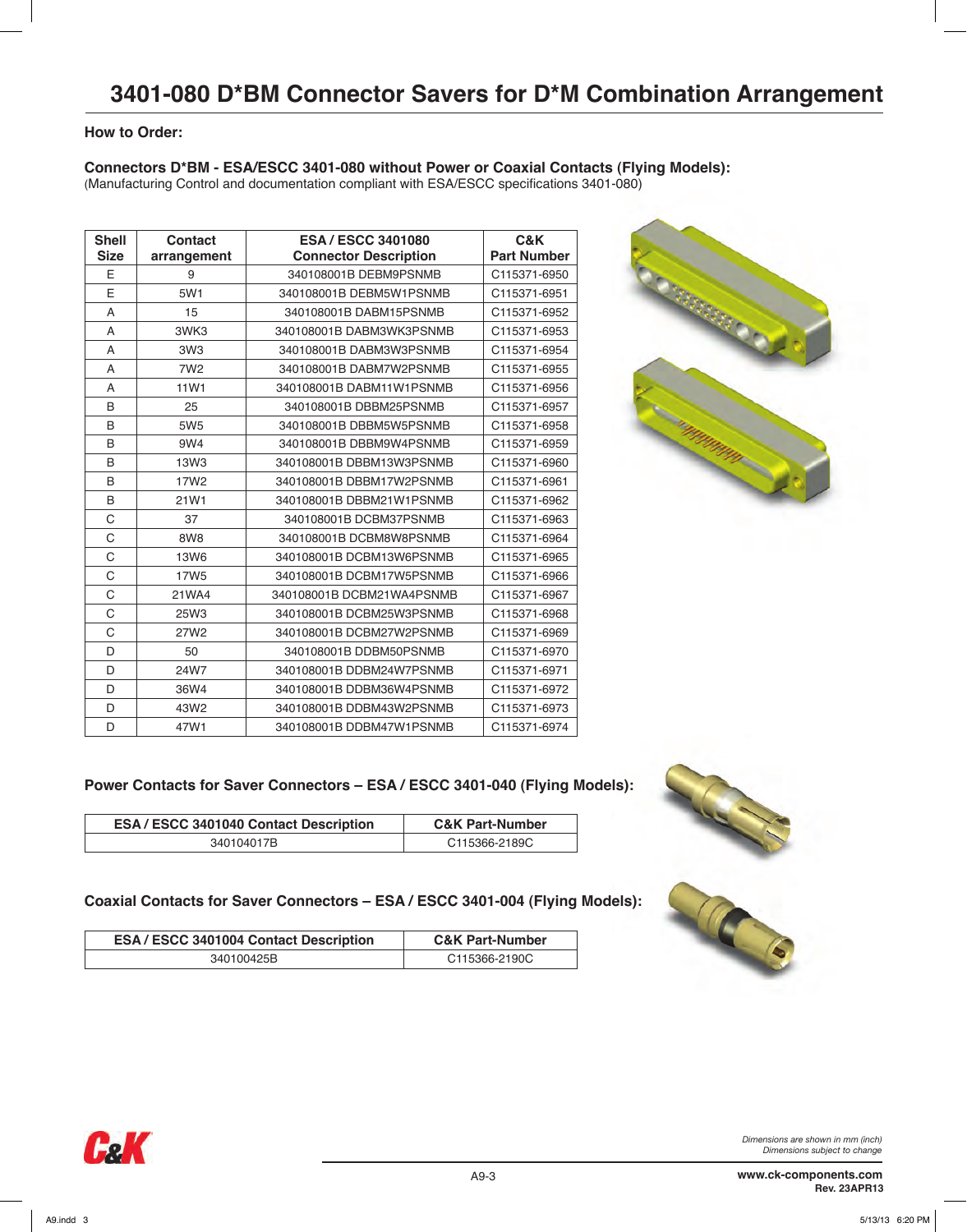# 3401-080 D*BM Connector Savers for D*M Combination Arrangement

## How to Order:

### Connectors D*BM - ESA/ESCC 3401-080 without Power or Coaxial Contacts (Flying Models):

(Manufacturing Control and documentation compliant with ESA/ESCC specifications 3401-080)

| Shell Size | Contact arrangement | ESA / ESCC 3401080 Connector Description | C&K Part Number |
|---|---|---|---|
| E | 9 | 340108001B DEBM9PSNMB | C115371-6950 |
| E | 5W1 | 340108001B DEBM5W1PSNMB | C115371-6951 |
| A | 15 | 340108001B DABM15PSNMB | C115371-6952 |
| A | 3WK3 | 340108001B DABM3WK3PSNMB | C115371-6953 |
| A | 3W3 | 340108001B DABM3W3PSNMB | C115371-6954 |
| A | 7W2 | 340108001B DABM7W2PSNMB | C115371-6955 |
| A | 11W1 | 340108001B DABM11W1PSNMB | C115371-6956 |
| B | 25 | 340108001B DBBM25PSNMB | C115371-6957 |
| B | 5W5 | 340108001B DBBM5W5PSNMB | C115371-6958 |
| B | 9W4 | 340108001B DBBM9W4PSNMB | C115371-6959 |
| B | 13W3 | 340108001B DBBM13W3PSNMB | C115371-6960 |
| B | 17W2 | 340108001B DBBM17W2PSNMB | C115371-6961 |
| B | 21W1 | 340108001B DBBM21W1PSNMB | C115371-6962 |
| C | 37 | 340108001B DCBM37PSNMB | C115371-6963 |
| C | 8W8 | 340108001B DCBM8W8PSNMB | C115371-6964 |
| C | 13W6 | 340108001B DCBM13W6PSNMB | C115371-6965 |
| C | 17W5 | 340108001B DCBM17W5PSNMB | C115371-6966 |
| C | 21WA4 | 340108001B DCBM21WA4PSNMB | C115371-6967 |
| C | 25W3 | 340108001B DCBM25W3PSNMB | C115371-6968 |
| C | 27W2 | 340108001B DCBM27W2PSNMB | C115371-6969 |
| D | 50 | 340108001B DDBM50PSNMB | C115371-6970 |
| D | 24W7 | 340108001B DDBM24W7PSNMB | C115371-6971 |
| D | 36W4 | 340108001B DDBM36W4PSNMB | C115371-6972 |
| D | 43W2 | 340108001B DDBM43W2PSNMB | C115371-6973 |
| D | 47W1 | 340108001B DDBM47W1PSNMB | C115371-6974 |

### Power Contacts for Saver Connectors – ESA / ESCC 3401-040 (Flying Models):

| ESA / ESCC 3401040 Contact Description | C&K Part-Number |
|---|---|
| 340104017B | C115366-2189C |

### Coaxial Contacts for Saver Connectors – ESA / ESCC 3401-004 (Flying Models):

| ESA / ESCC 3401004 Contact Description | C&K Part-Number |
|---|---|
| 340100425B | C115366-2190C |

*Dimensions are shown in mm (inch)*
*Dimensions subject to change*

www.ck-components.com
Rev. 23APR13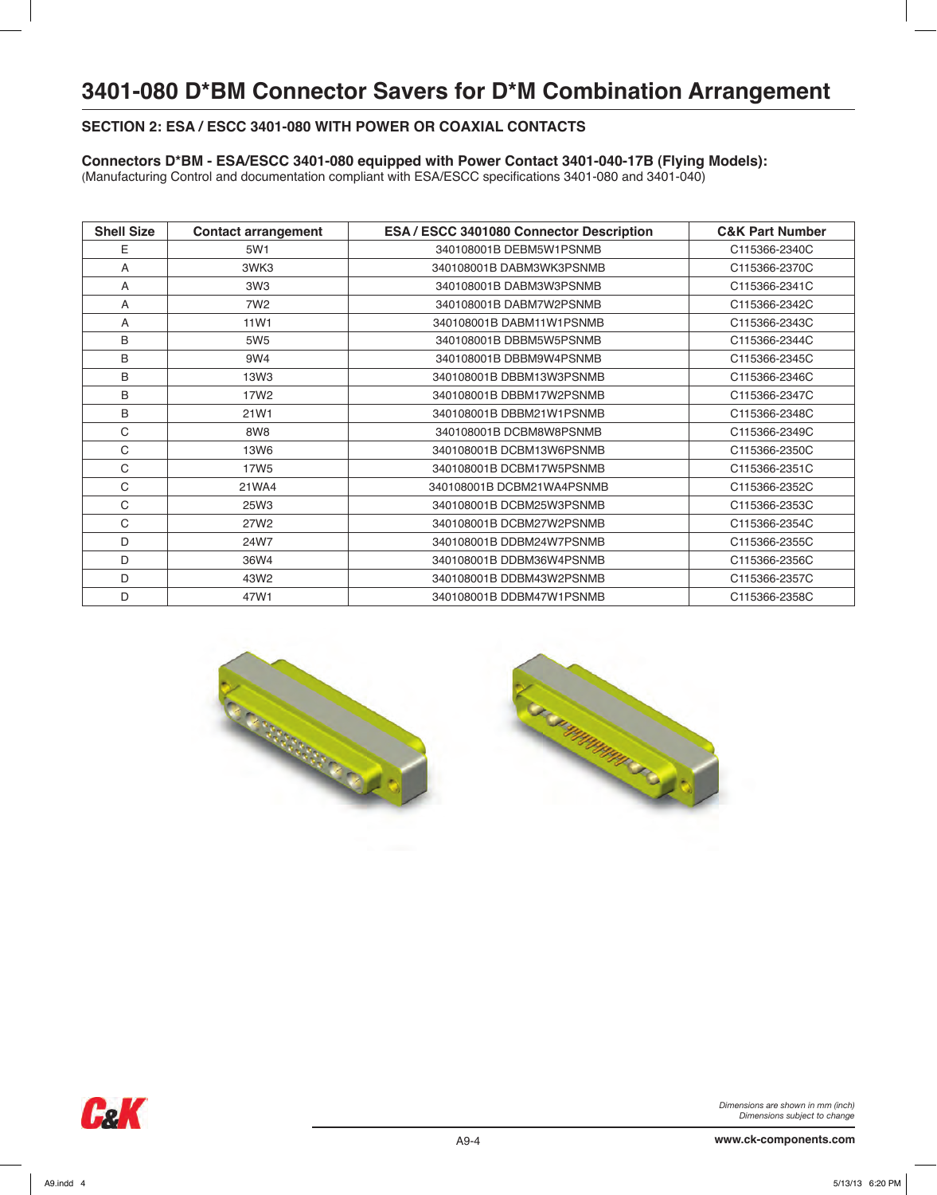# 3401-080 D*BM Connector Savers for D*M Combination Arrangement

## SECTION 2: ESA / ESCC 3401-080 WITH POWER OR COAXIAL CONTACTS

**Connectors D*BM - ESA/ESCC 3401-080 equipped with Power Contact 3401-040-17B (Flying Models):**
(Manufacturing Control and documentation compliant with ESA/ESCC specifications 3401-080 and 3401-040)

| Shell Size | Contact arrangement | ESA / ESCC 3401080 Connector Description | C&K Part Number |
|---|---|---|---|
| E | 5W1 | 340108001B DEBM5W1PSNMB | C115366-2340C |
| A | 3WK3 | 340108001B DABM3WK3PSNMB | C115366-2370C |
| A | 3W3 | 340108001B DABM3W3PSNMB | C115366-2341C |
| A | 7W2 | 340108001B DABM7W2PSNMB | C115366-2342C |
| A | 11W1 | 340108001B DABM11W1PSNMB | C115366-2343C |
| B | 5W5 | 340108001B DBBM5W5PSNMB | C115366-2344C |
| B | 9W4 | 340108001B DBBM9W4PSNMB | C115366-2345C |
| B | 13W3 | 340108001B DBBM13W3PSNMB | C115366-2346C |
| B | 17W2 | 340108001B DBBM17W2PSNMB | C115366-2347C |
| B | 21W1 | 340108001B DBBM21W1PSNMB | C115366-2348C |
| C | 8W8 | 340108001B DCBM8W8PSNMB | C115366-2349C |
| C | 13W6 | 340108001B DCBM13W6PSNMB | C115366-2350C |
| C | 17W5 | 340108001B DCBM17W5PSNMB | C115366-2351C |
| C | 21WA4 | 340108001B DCBM21WA4PSNMB | C115366-2352C |
| C | 25W3 | 340108001B DCBM25W3PSNMB | C115366-2353C |
| C | 27W2 | 340108001B DCBM27W2PSNMB | C115366-2354C |
| D | 24W7 | 340108001B DDBM24W7PSNMB | C115366-2355C |
| D | 36W4 | 340108001B DDBM36W4PSNMB | C115366-2356C |
| D | 43W2 | 340108001B DDBM43W2PSNMB | C115366-2357C |
| D | 47W1 | 340108001B DDBM47W1PSNMB | C115366-2358C |

*Dimensions are shown in mm (inch)*
*Dimensions subject to change*

**www.ck-components.com**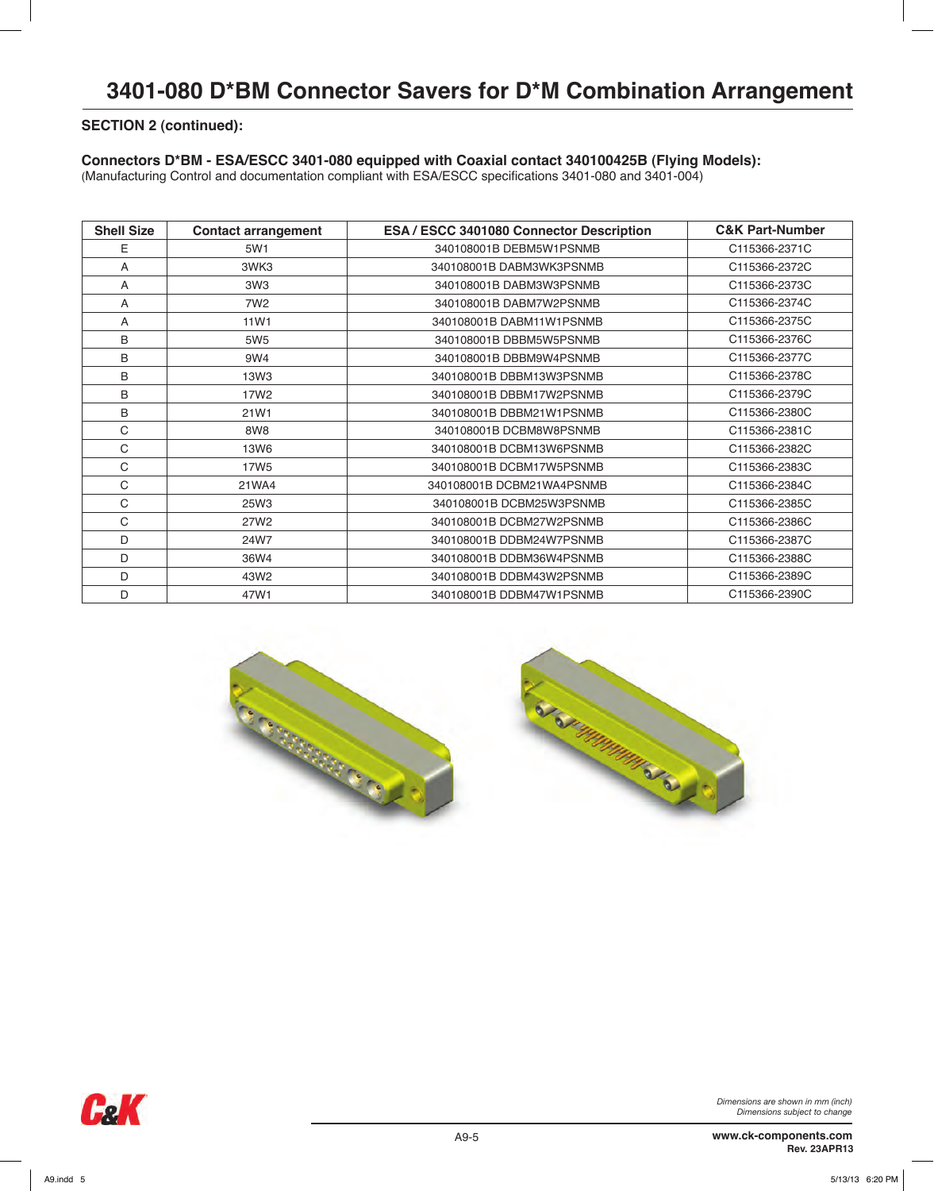# 3401-080 D*BM Connector Savers for D*M Combination Arrangement

**SECTION 2 (continued):**

**Connectors D*BM - ESA/ESCC 3401-080 equipped with Coaxial contact 340100425B (Flying Models):**
(Manufacturing Control and documentation compliant with ESA/ESCC specifications 3401-080 and 3401-004)

| Shell Size | Contact arrangement | ESA / ESCC 3401080 Connector Description | C&K Part-Number |
|---|---|---|---|
| E | 5W1 | 340108001B DEBM5W1PSNMB | C115366-2371C |
| A | 3WK3 | 340108001B DABM3WK3PSNMB | C115366-2372C |
| A | 3W3 | 340108001B DABM3W3PSNMB | C115366-2373C |
| A | 7W2 | 340108001B DABM7W2PSNMB | C115366-2374C |
| A | 11W1 | 340108001B DABM11W1PSNMB | C115366-2375C |
| B | 5W5 | 340108001B DBBM5W5PSNMB | C115366-2376C |
| B | 9W4 | 340108001B DBBM9W4PSNMB | C115366-2377C |
| B | 13W3 | 340108001B DBBM13W3PSNMB | C115366-2378C |
| B | 17W2 | 340108001B DBBM17W2PSNMB | C115366-2379C |
| B | 21W1 | 340108001B DBBM21W1PSNMB | C115366-2380C |
| C | 8W8 | 340108001B DCBM8W8PSNMB | C115366-2381C |
| C | 13W6 | 340108001B DCBM13W6PSNMB | C115366-2382C |
| C | 17W5 | 340108001B DCBM17W5PSNMB | C115366-2383C |
| C | 21WA4 | 340108001B DCBM21WA4PSNMB | C115366-2384C |
| C | 25W3 | 340108001B DCBM25W3PSNMB | C115366-2385C |
| C | 27W2 | 340108001B DCBM27W2PSNMB | C115366-2386C |
| D | 24W7 | 340108001B DDBM24W7PSNMB | C115366-2387C |
| D | 36W4 | 340108001B DDBM36W4PSNMB | C115366-2388C |
| D | 43W2 | 340108001B DDBM43W2PSNMB | C115366-2389C |
| D | 47W1 | 340108001B DDBM47W1PSNMB | C115366-2390C |

*Dimensions are shown in mm (inch)*
*Dimensions subject to change*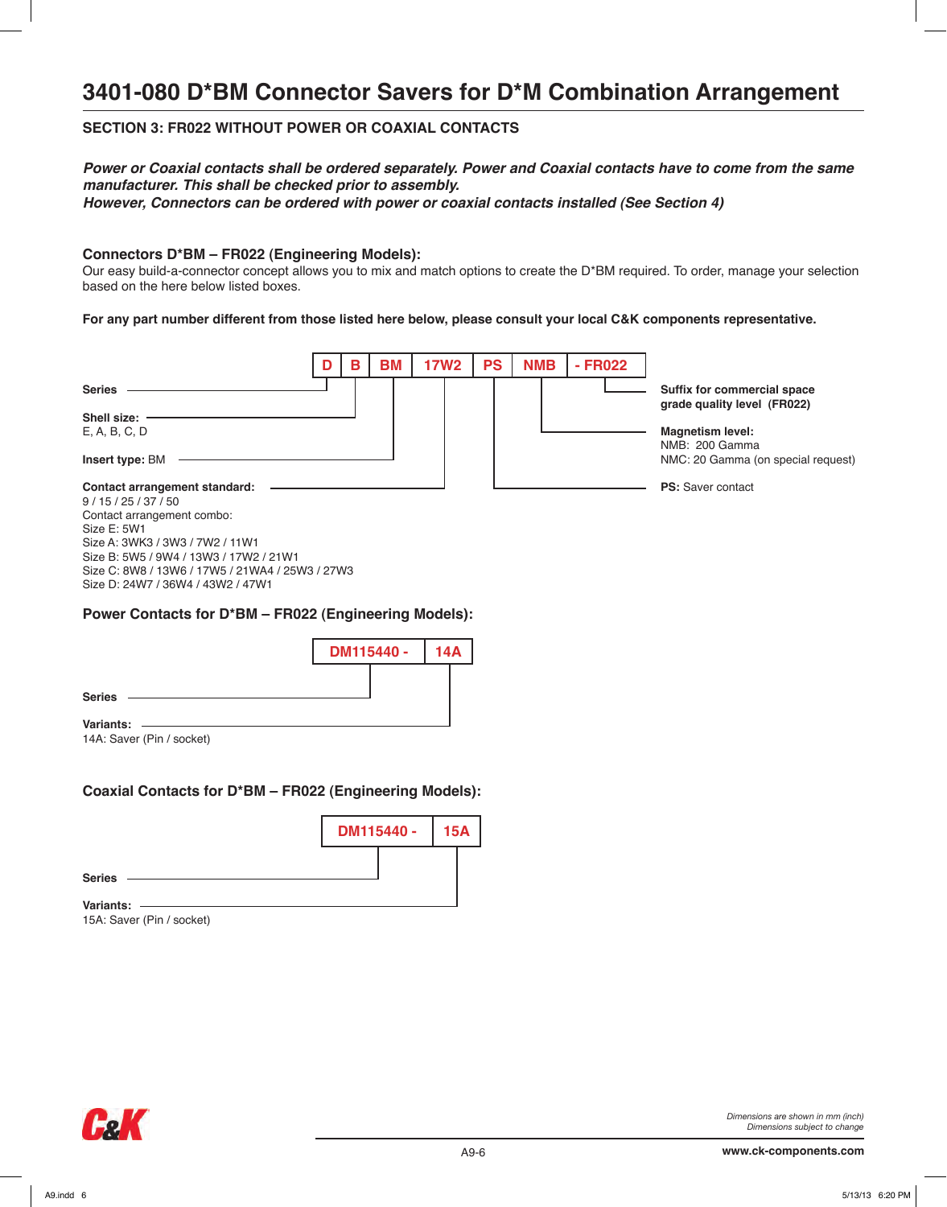# 3401-080 D*BM Connector Savers for D*M Combination Arrangement

## SECTION 3: FR022 WITHOUT POWER OR COAXIAL CONTACTS

***Power or Coaxial contacts shall be ordered separately. Power and Coaxial contacts have to come from the same manufacturer. This shall be checked prior to assembly.***
***However, Connectors can be ordered with power or coaxial contacts installed (See Section 4)***

### Connectors D*BM – FR022 (Engineering Models):

Our easy build-a-connector concept allows you to mix and match options to create the D*BM required. To order, manage your selection based on the here below listed boxes.

**For any part number different from those listed here below, please consult your local C&K components representative.**

| D | B | BM | 17W2 | PS | NMB | - FR022 |
|---|---|---|---|---|---|---|

**Series**

**Shell size:**
E, A, B, C, D

**Insert type:** BM

**Contact arrangement standard:**
9 / 15 / 25 / 37 / 50
Contact arrangement combo:
Size E: 5W1
Size A: 3WK3 / 3W3 / 7W2 / 11W1
Size B: 5W5 / 9W4 / 13W3 / 17W2 / 21W1
Size C: 8W8 / 13W6 / 17W5 / 21WA4 / 25W3 / 27W3
Size D: 24W7 / 36W4 / 43W2 / 47W1

**PS:** Saver contact

**Magnetism level:**
NMB: 200 Gamma
NMC: 20 Gamma (on special request)

**Suffix for commercial space grade quality level (FR022)**

### Power Contacts for D*BM – FR022 (Engineering Models):

| DM115440 - | 14A |
|---|---|

**Series**

**Variants:**
14A: Saver (Pin / socket)

### Coaxial Contacts for D*BM – FR022 (Engineering Models):

| DM115440 - | 15A |
|---|---|

**Series**

**Variants:**
15A: Saver (Pin / socket)

*Dimensions are shown in mm (inch)*
*Dimensions subject to change*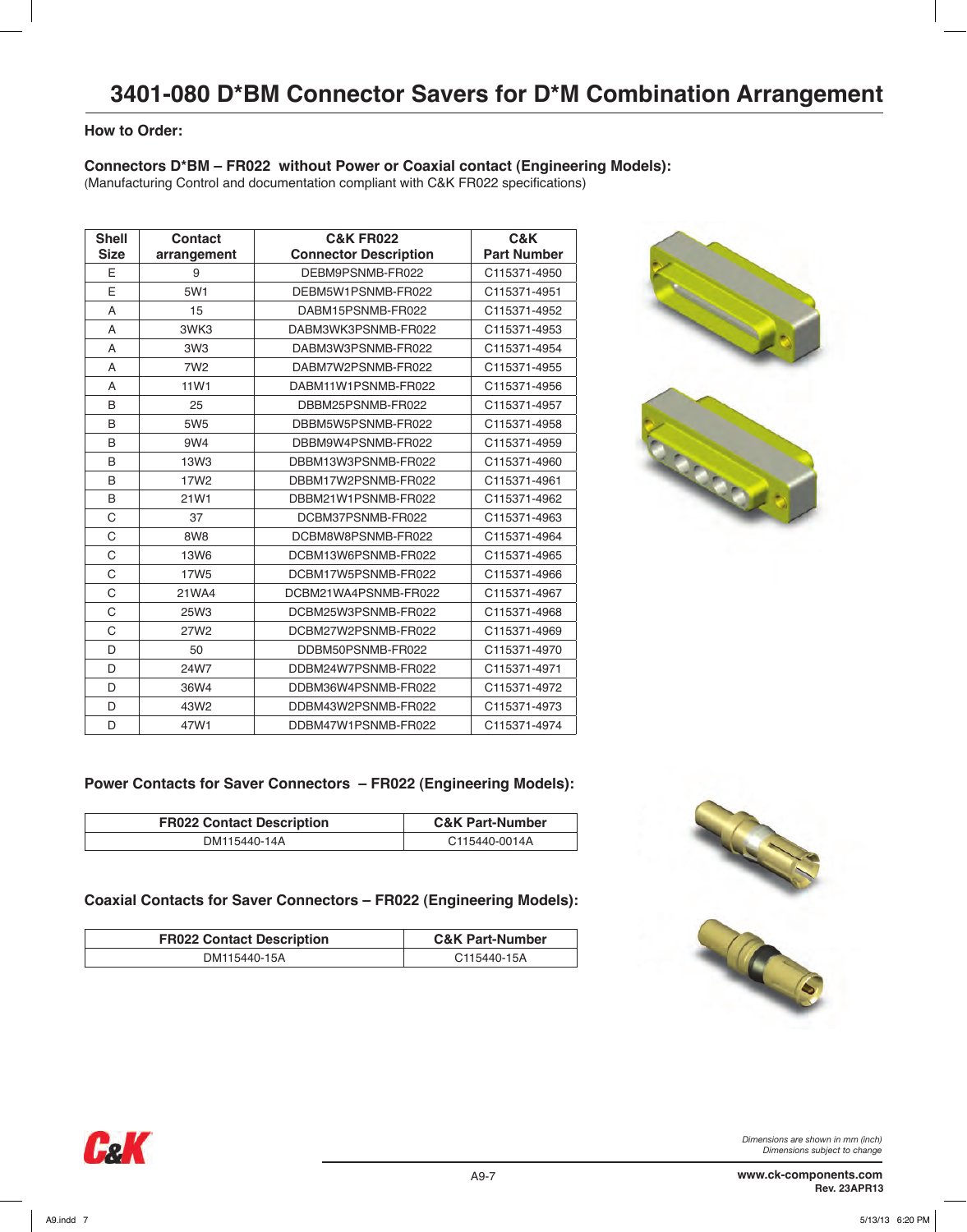# 3401-080 D*BM Connector Savers for D*M Combination Arrangement

## How to Order:

### Connectors D*BM – FR022 without Power or Coaxial contact (Engineering Models):

(Manufacturing Control and documentation compliant with C&K FR022 specifications)

| Shell Size | Contact arrangement | C&K FR022 Connector Description | C&K Part Number |
|---|---|---|---|
| E | 9 | DEBM9PSNMB-FR022 | C115371-4950 |
| E | 5W1 | DEBM5W1PSNMB-FR022 | C115371-4951 |
| A | 15 | DABM15PSNMB-FR022 | C115371-4952 |
| A | 3WK3 | DABM3WK3PSNMB-FR022 | C115371-4953 |
| A | 3W3 | DABM3W3PSNMB-FR022 | C115371-4954 |
| A | 7W2 | DABM7W2PSNMB-FR022 | C115371-4955 |
| A | 11W1 | DABM11W1PSNMB-FR022 | C115371-4956 |
| B | 25 | DBBM25PSNMB-FR022 | C115371-4957 |
| B | 5W5 | DBBM5W5PSNMB-FR022 | C115371-4958 |
| B | 9W4 | DBBM9W4PSNMB-FR022 | C115371-4959 |
| B | 13W3 | DBBM13W3PSNMB-FR022 | C115371-4960 |
| B | 17W2 | DBBM17W2PSNMB-FR022 | C115371-4961 |
| B | 21W1 | DBBM21W1PSNMB-FR022 | C115371-4962 |
| C | 37 | DCBM37PSNMB-FR022 | C115371-4963 |
| C | 8W8 | DCBM8W8PSNMB-FR022 | C115371-4964 |
| C | 13W6 | DCBM13W6PSNMB-FR022 | C115371-4965 |
| C | 17W5 | DCBM17W5PSNMB-FR022 | C115371-4966 |
| C | 21WA4 | DCBM21WA4PSNMB-FR022 | C115371-4967 |
| C | 25W3 | DCBM25W3PSNMB-FR022 | C115371-4968 |
| C | 27W2 | DCBM27W2PSNMB-FR022 | C115371-4969 |
| D | 50 | DDBM50PSNMB-FR022 | C115371-4970 |
| D | 24W7 | DDBM24W7PSNMB-FR022 | C115371-4971 |
| D | 36W4 | DDBM36W4PSNMB-FR022 | C115371-4972 |
| D | 43W2 | DDBM43W2PSNMB-FR022 | C115371-4973 |
| D | 47W1 | DDBM47W1PSNMB-FR022 | C115371-4974 |

### Power Contacts for Saver Connectors – FR022 (Engineering Models):

| FR022 Contact Description | C&K Part-Number |
|---|---|
| DM115440-14A | C115440-0014A |

### Coaxial Contacts for Saver Connectors – FR022 (Engineering Models):

| FR022 Contact Description | C&K Part-Number |
|---|---|
| DM115440-15A | C115440-15A |

*Dimensions are shown in mm (inch)*
*Dimensions subject to change*

www.ck-components.com
Rev. 23APR13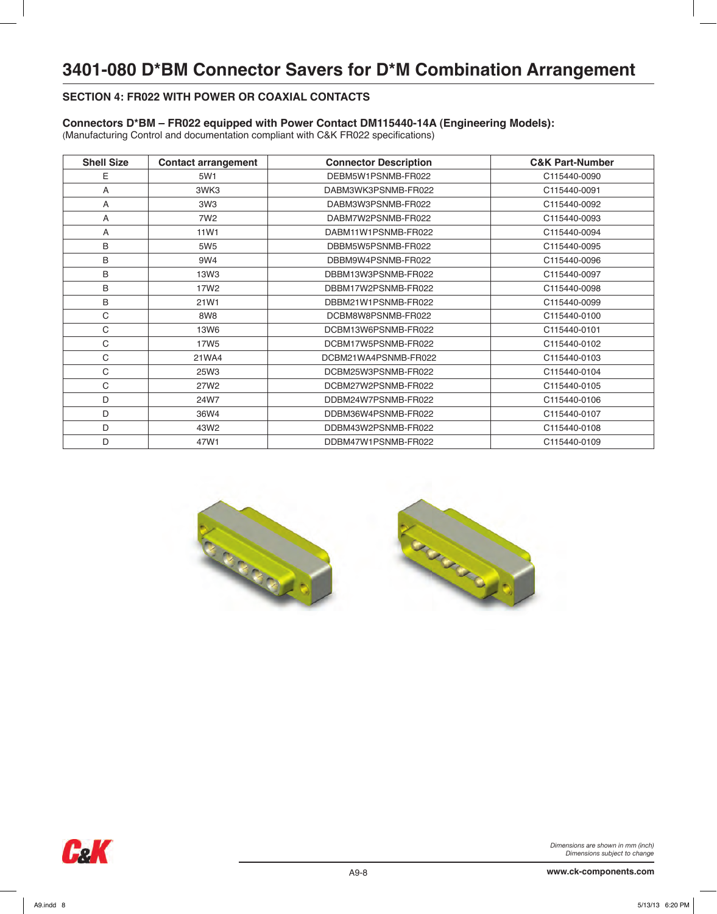# 3401-080 D*BM Connector Savers for D*M Combination Arrangement

## SECTION 4: FR022 WITH POWER OR COAXIAL CONTACTS

### Connectors D*BM – FR022 equipped with Power Contact DM115440-14A (Engineering Models):

(Manufacturing Control and documentation compliant with C&K FR022 specifications)

| Shell Size | Contact arrangement | Connector Description | C&K Part-Number |
|---|---|---|---|
| E | 5W1 | DEBM5W1PSNMB-FR022 | C115440-0090 |
| A | 3WK3 | DABM3WK3PSNMB-FR022 | C115440-0091 |
| A | 3W3 | DABM3W3PSNMB-FR022 | C115440-0092 |
| A | 7W2 | DABM7W2PSNMB-FR022 | C115440-0093 |
| A | 11W1 | DABM11W1PSNMB-FR022 | C115440-0094 |
| B | 5W5 | DBBM5W5PSNMB-FR022 | C115440-0095 |
| B | 9W4 | DBBM9W4PSNMB-FR022 | C115440-0096 |
| B | 13W3 | DBBM13W3PSNMB-FR022 | C115440-0097 |
| B | 17W2 | DBBM17W2PSNMB-FR022 | C115440-0098 |
| B | 21W1 | DBBM21W1PSNMB-FR022 | C115440-0099 |
| C | 8W8 | DCBM8W8PSNMB-FR022 | C115440-0100 |
| C | 13W6 | DCBM13W6PSNMB-FR022 | C115440-0101 |
| C | 17W5 | DCBM17W5PSNMB-FR022 | C115440-0102 |
| C | 21WA4 | DCBM21WA4PSNMB-FR022 | C115440-0103 |
| C | 25W3 | DCBM25W3PSNMB-FR022 | C115440-0104 |
| C | 27W2 | DCBM27W2PSNMB-FR022 | C115440-0105 |
| D | 24W7 | DDBM24W7PSNMB-FR022 | C115440-0106 |
| D | 36W4 | DDBM36W4PSNMB-FR022 | C115440-0107 |
| D | 43W2 | DDBM43W2PSNMB-FR022 | C115440-0108 |
| D | 47W1 | DDBM47W1PSNMB-FR022 | C115440-0109 |

*Dimensions are shown in mm (inch)*
*Dimensions subject to change*

www.ck-components.com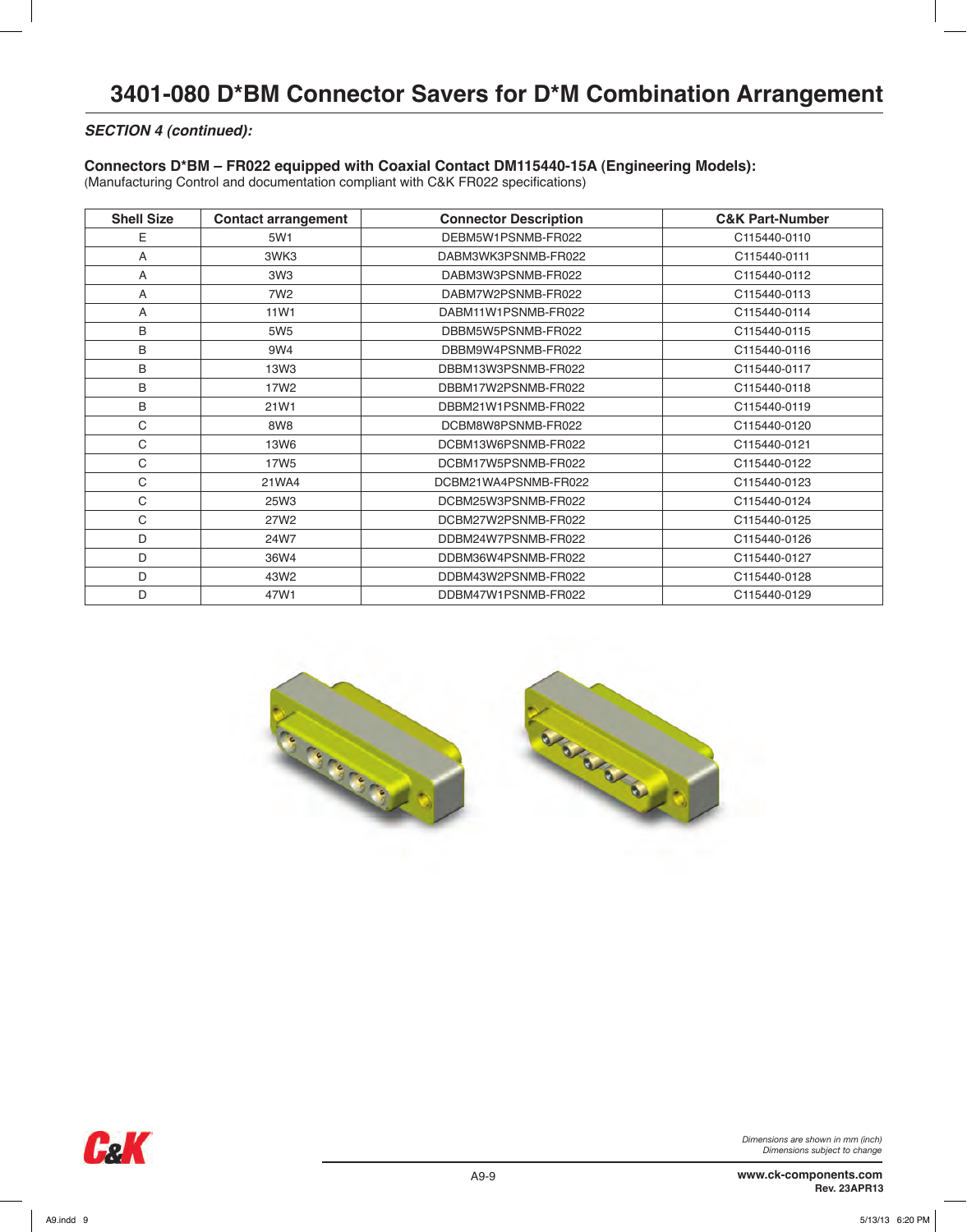# 3401-080 D*BM Connector Savers for D*M Combination Arrangement

***SECTION 4 (continued):***

**Connectors D*BM – FR022 equipped with Coaxial Contact DM115440-15A (Engineering Models):**
(Manufacturing Control and documentation compliant with C&K FR022 specifications)

| Shell Size | Contact arrangement | Connector Description | C&K Part-Number |
|---|---|---|---|
| E | 5W1 | DEBM5W1PSNMB-FR022 | C115440-0110 |
| A | 3WK3 | DABM3WK3PSNMB-FR022 | C115440-0111 |
| A | 3W3 | DABM3W3PSNMB-FR022 | C115440-0112 |
| A | 7W2 | DABM7W2PSNMB-FR022 | C115440-0113 |
| A | 11W1 | DABM11W1PSNMB-FR022 | C115440-0114 |
| B | 5W5 | DBBM5W5PSNMB-FR022 | C115440-0115 |
| B | 9W4 | DBBM9W4PSNMB-FR022 | C115440-0116 |
| B | 13W3 | DBBM13W3PSNMB-FR022 | C115440-0117 |
| B | 17W2 | DBBM17W2PSNMB-FR022 | C115440-0118 |
| B | 21W1 | DBBM21W1PSNMB-FR022 | C115440-0119 |
| C | 8W8 | DCBM8W8PSNMB-FR022 | C115440-0120 |
| C | 13W6 | DCBM13W6PSNMB-FR022 | C115440-0121 |
| C | 17W5 | DCBM17W5PSNMB-FR022 | C115440-0122 |
| C | 21WA4 | DCBM21WA4PSNMB-FR022 | C115440-0123 |
| C | 25W3 | DCBM25W3PSNMB-FR022 | C115440-0124 |
| C | 27W2 | DCBM27W2PSNMB-FR022 | C115440-0125 |
| D | 24W7 | DDBM24W7PSNMB-FR022 | C115440-0126 |
| D | 36W4 | DDBM36W4PSNMB-FR022 | C115440-0127 |
| D | 43W2 | DDBM43W2PSNMB-FR022 | C115440-0128 |
| D | 47W1 | DDBM47W1PSNMB-FR022 | C115440-0129 |

*Dimensions are shown in mm (inch)*
*Dimensions subject to change*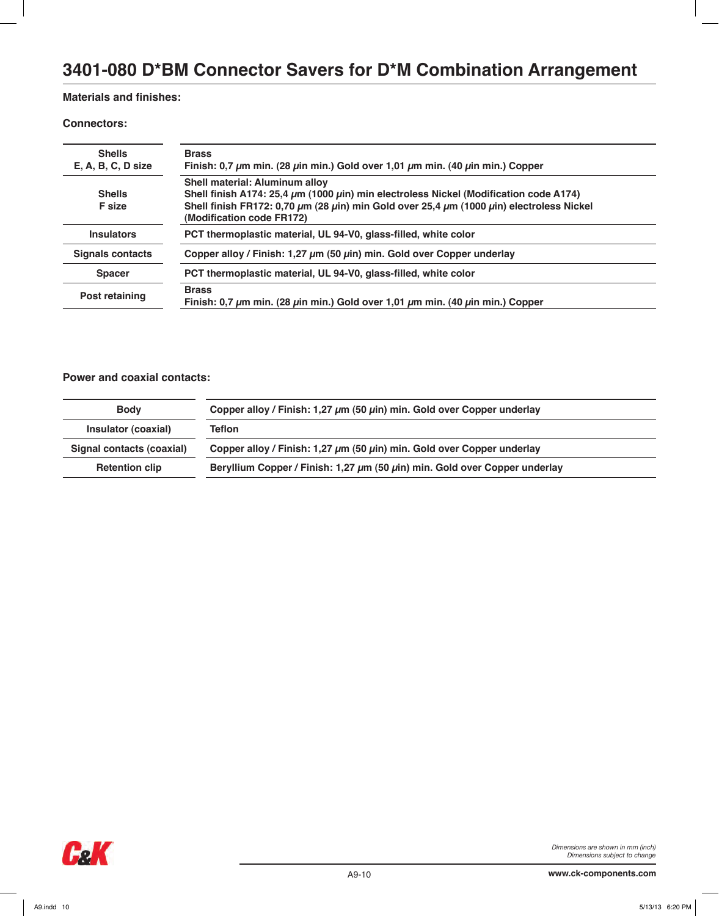# 3401-080 D*BM Connector Savers for D*M Combination Arrangement

**Materials and finishes:**

**Connectors:**

| | |
|---|---|
| **Shells E, A, B, C, D size** | **Brass**<br>**Finish: 0,7 µm min. (28 µin min.) Gold over 1,01 µm min. (40 µin min.) Copper** |
| **Shells F size** | **Shell material: Aluminum alloy**<br>**Shell finish A174: 25,4 µm (1000 µin) min electroless Nickel (Modification code A174)**<br>**Shell finish FR172: 0,70 µm (28 µin) min Gold over 25,4 µm (1000 µin) electroless Nickel (Modification code FR172)** |
| **Insulators** | **PCT thermoplastic material, UL 94-V0, glass-filled, white color** |
| **Signals contacts** | **Copper alloy / Finish: 1,27 µm (50 µin) min. Gold over Copper underlay** |
| **Spacer** | **PCT thermoplastic material, UL 94-V0, glass-filled, white color** |
| **Post retaining** | **Brass**<br>**Finish: 0,7 µm min. (28 µin min.) Gold over 1,01 µm min. (40 µin min.) Copper** |

**Power and coaxial contacts:**

| | |
|---|---|
| **Body** | **Copper alloy / Finish: 1,27 µm (50 µin) min. Gold over Copper underlay** |
| **Insulator (coaxial)** | **Teflon** |
| **Signal contacts (coaxial)** | **Copper alloy / Finish: 1,27 µm (50 µin) min. Gold over Copper underlay** |
| **Retention clip** | **Beryllium Copper / Finish: 1,27 µm (50 µin) min. Gold over Copper underlay** |

*Dimensions are shown in mm (inch)*
*Dimensions subject to change*

**www.ck-components.com**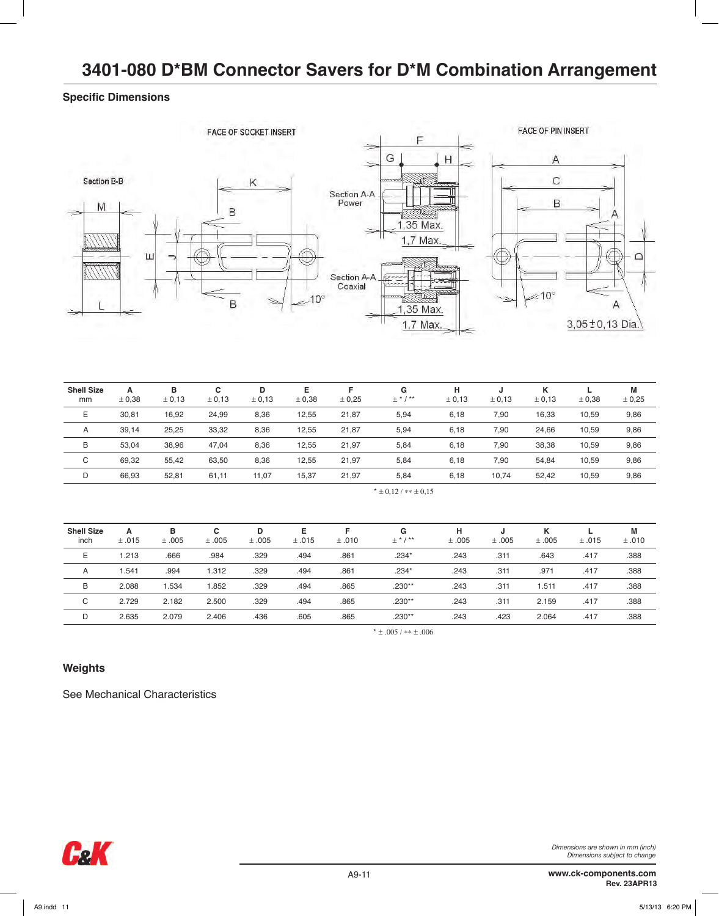# 3401-080 D*BM Connector Savers for D*M Combination Arrangement

## Specific Dimensions

| Shell Size mm | A ± 0,38 | B ± 0,13 | C ± 0,13 | D ± 0,13 | E ± 0,38 | F ± 0,25 | G ± * / ** | H ± 0,13 | J ± 0,13 | K ± 0,13 | L ± 0,38 | M ± 0,25 |
|---|---|---|---|---|---|---|---|---|---|---|---|---|
| E | 30,81 | 16,92 | 24,99 | 8,36 | 12,55 | 21,87 | 5,94 | 6,18 | 7,90 | 16,33 | 10,59 | 9,86 |
| A | 39,14 | 25,25 | 33,32 | 8,36 | 12,55 | 21,87 | 5,94 | 6,18 | 7,90 | 24,66 | 10,59 | 9,86 |
| B | 53,04 | 38,96 | 47,04 | 8,36 | 12,55 | 21,97 | 5,84 | 6,18 | 7,90 | 38,38 | 10,59 | 9,86 |
| C | 69,32 | 55,42 | 63,50 | 8,36 | 12,55 | 21,97 | 5,84 | 6,18 | 7,90 | 54,84 | 10,59 | 9,86 |
| D | 66,93 | 52,81 | 61,11 | 11,07 | 15,37 | 21,97 | 5,84 | 6,18 | 10,74 | 52,42 | 10,59 | 9,86 |

* ± 0,12 / ** ± 0,15

| Shell Size inch | A ± .015 | B ± .005 | C ± .005 | D ± .005 | E ± .015 | F ± .010 | G ± * / ** | H ± .005 | J ± .005 | K ± .005 | L ± .015 | M ± .010 |
|---|---|---|---|---|---|---|---|---|---|---|---|---|
| E | 1.213 | .666 | .984 | .329 | .494 | .861 | .234* | .243 | .311 | .643 | .417 | .388 |
| A | 1.541 | .994 | 1.312 | .329 | .494 | .861 | .234* | .243 | .311 | .971 | .417 | .388 |
| B | 2.088 | 1.534 | 1.852 | .329 | .494 | .865 | .230** | .243 | .311 | 1.511 | .417 | .388 |
| C | 2.729 | 2.182 | 2.500 | .329 | .494 | .865 | .230** | .243 | .311 | 2.159 | .417 | .388 |
| D | 2.635 | 2.079 | 2.406 | .436 | .605 | .865 | .230** | .243 | .423 | 2.064 | .417 | .388 |

* ± .005 / ** ± .006

## Weights

See Mechanical Characteristics

*Dimensions are shown in mm (inch)*
*Dimensions subject to change*

**www.ck-components.com**
**Rev. 23APR13**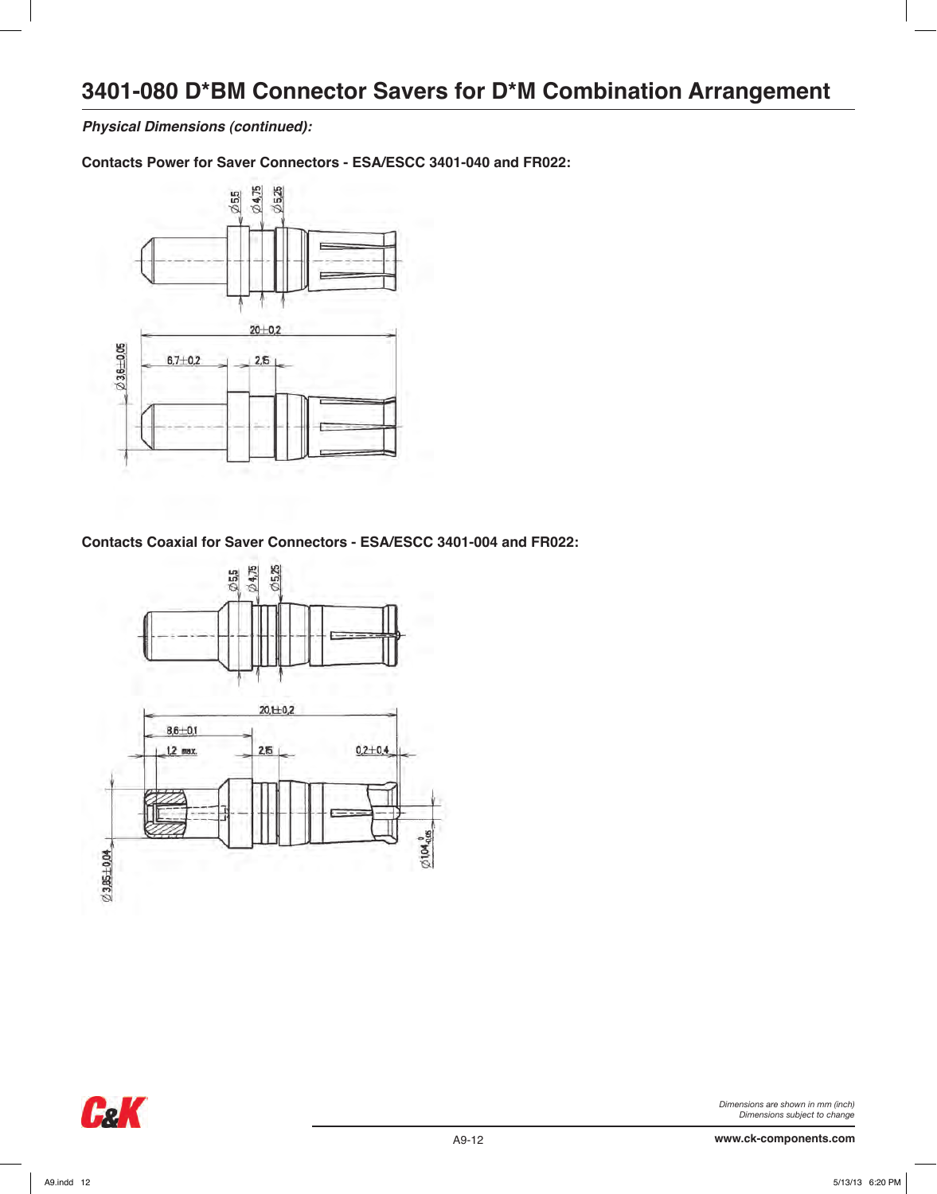# 3401-080 D*BM Connector Savers for D*M Combination Arrangement

*Physical Dimensions (continued):*

**Contacts Power for Saver Connectors - ESA/ESCC 3401-040 and FR022:**

Ø5,5
Ø4,75
Ø5,25
20±0,2
6,7±0,2
2,15
Ø3,6±0,05

**Contacts Coaxial for Saver Connectors - ESA/ESCC 3401-004 and FR022:**

Ø5,5
Ø4,75
Ø5,25
20,1±0,2
8,6±0,1
1,2 max.
2,15
0,2±0,4
Ø3,85±0,04
Ø1,04 $^{0}_{-0,05}$

*Dimensions are shown in mm (inch)*
*Dimensions subject to change*

www.ck-components.com